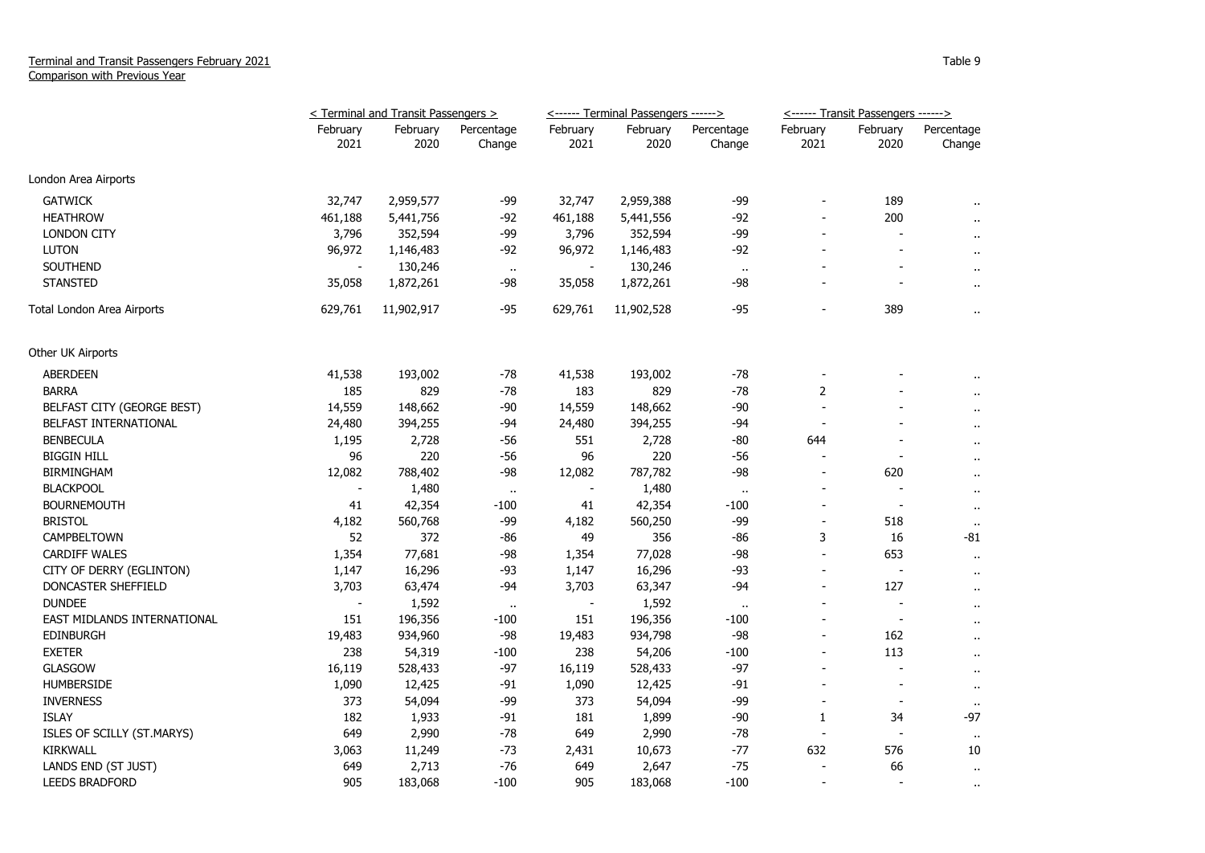Terminal and Transit Passengers February 2021
Comparison with Previous Year

Table 9

| | < Terminal and Transit Passengers > | | | <------ Terminal Passengers ------> | | | <------ Transit Passengers ------> | | |
|---|---|---|---|---|---|---|---|---|---|
| | February 2021 | February 2020 | Percentage Change | February 2021 | February 2020 | Percentage Change | February 2021 | February 2020 | Percentage Change |
| London Area Airports | | | | | | | | | |
| GATWICK | 32,747 | 2,959,577 | -99 | 32,747 | 2,959,388 | -99 | - | 189 | .. |
| HEATHROW | 461,188 | 5,441,756 | -92 | 461,188 | 5,441,556 | -92 | - | 200 | .. |
| LONDON CITY | 3,796 | 352,594 | -99 | 3,796 | 352,594 | -99 | - | - | .. |
| LUTON | 96,972 | 1,146,483 | -92 | 96,972 | 1,146,483 | -92 | - | - | .. |
| SOUTHEND | - | 130,246 | .. | - | 130,246 | .. | - | - | .. |
| STANSTED | 35,058 | 1,872,261 | -98 | 35,058 | 1,872,261 | -98 | - | - | .. |
| Total London Area Airports | 629,761 | 11,902,917 | -95 | 629,761 | 11,902,528 | -95 | - | 389 | .. |
| Other UK Airports | | | | | | | | | |
| ABERDEEN | 41,538 | 193,002 | -78 | 41,538 | 193,002 | -78 | - | - | .. |
| BARRA | 185 | 829 | -78 | 183 | 829 | -78 | 2 | - | .. |
| BELFAST CITY (GEORGE BEST) | 14,559 | 148,662 | -90 | 14,559 | 148,662 | -90 | - | - | .. |
| BELFAST INTERNATIONAL | 24,480 | 394,255 | -94 | 24,480 | 394,255 | -94 | - | - | .. |
| BENBECULA | 1,195 | 2,728 | -56 | 551 | 2,728 | -80 | 644 | - | .. |
| BIGGIN HILL | 96 | 220 | -56 | 96 | 220 | -56 | - | - | .. |
| BIRMINGHAM | 12,082 | 788,402 | -98 | 12,082 | 787,782 | -98 | - | 620 | .. |
| BLACKPOOL | - | 1,480 | .. | - | 1,480 | .. | - | - | .. |
| BOURNEMOUTH | 41 | 42,354 | -100 | 41 | 42,354 | -100 | - | - | .. |
| BRISTOL | 4,182 | 560,768 | -99 | 4,182 | 560,250 | -99 | - | 518 | .. |
| CAMPBELTOWN | 52 | 372 | -86 | 49 | 356 | -86 | 3 | 16 | -81 |
| CARDIFF WALES | 1,354 | 77,681 | -98 | 1,354 | 77,028 | -98 | - | 653 | .. |
| CITY OF DERRY (EGLINTON) | 1,147 | 16,296 | -93 | 1,147 | 16,296 | -93 | - | - | .. |
| DONCASTER SHEFFIELD | 3,703 | 63,474 | -94 | 3,703 | 63,347 | -94 | - | 127 | .. |
| DUNDEE | - | 1,592 | .. | - | 1,592 | .. | - | - | .. |
| EAST MIDLANDS INTERNATIONAL | 151 | 196,356 | -100 | 151 | 196,356 | -100 | - | - | .. |
| EDINBURGH | 19,483 | 934,960 | -98 | 19,483 | 934,798 | -98 | - | 162 | .. |
| EXETER | 238 | 54,319 | -100 | 238 | 54,206 | -100 | - | 113 | .. |
| GLASGOW | 16,119 | 528,433 | -97 | 16,119 | 528,433 | -97 | - | - | .. |
| HUMBERSIDE | 1,090 | 12,425 | -91 | 1,090 | 12,425 | -91 | - | - | .. |
| INVERNESS | 373 | 54,094 | -99 | 373 | 54,094 | -99 | - | - | .. |
| ISLAY | 182 | 1,933 | -91 | 181 | 1,899 | -90 | 1 | 34 | -97 |
| ISLES OF SCILLY (ST.MARYS) | 649 | 2,990 | -78 | 649 | 2,990 | -78 | - | - | .. |
| KIRKWALL | 3,063 | 11,249 | -73 | 2,431 | 10,673 | -77 | 632 | 576 | 10 |
| LANDS END (ST JUST) | 649 | 2,713 | -76 | 649 | 2,647 | -75 | - | 66 | .. |
| LEEDS BRADFORD | 905 | 183,068 | -100 | 905 | 183,068 | -100 | - | - | .. |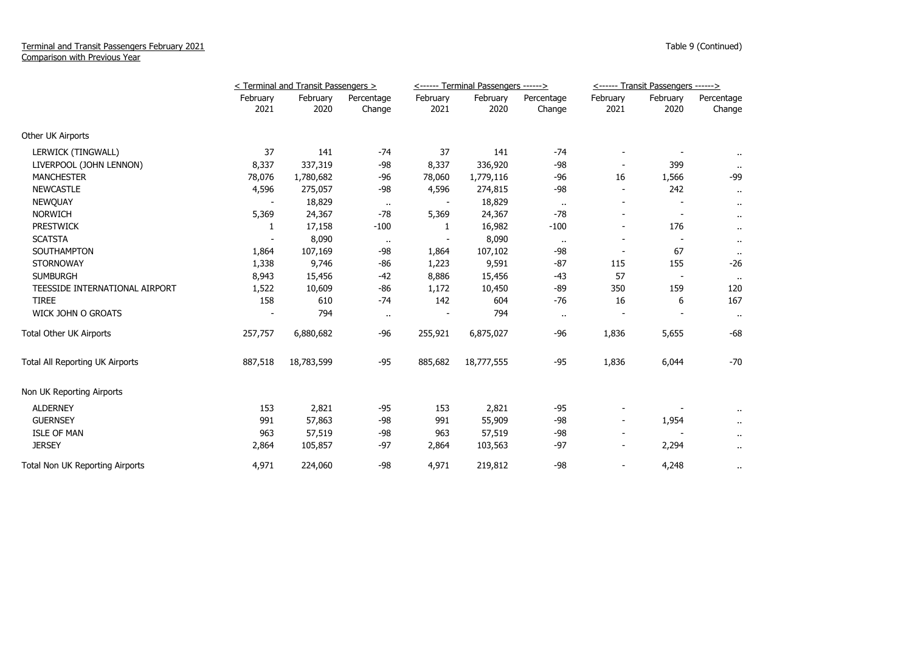Terminal and Transit Passengers February 2021
Comparison with Previous Year

Table 9 (Continued)

| | < Terminal and Transit Passengers > | | | <------ Terminal Passengers ------> | | | <------ Transit Passengers ------> | | |
|---|---|---|---|---|---|---|---|---|---|
| | February 2021 | February 2020 | Percentage Change | February 2021 | February 2020 | Percentage Change | February 2021 | February 2020 | Percentage Change |
| Other UK Airports | | | | | | | | | |
| LERWICK (TINGWALL) | 37 | 141 | -74 | 37 | 141 | -74 | - | - | .. |
| LIVERPOOL (JOHN LENNON) | 8,337 | 337,319 | -98 | 8,337 | 336,920 | -98 | - | 399 | .. |
| MANCHESTER | 78,076 | 1,780,682 | -96 | 78,060 | 1,779,116 | -96 | 16 | 1,566 | -99 |
| NEWCASTLE | 4,596 | 275,057 | -98 | 4,596 | 274,815 | -98 | - | 242 | .. |
| NEWQUAY | - | 18,829 | .. | - | 18,829 | .. | - | - | .. |
| NORWICH | 5,369 | 24,367 | -78 | 5,369 | 24,367 | -78 | - | - | .. |
| PRESTWICK | 1 | 17,158 | -100 | 1 | 16,982 | -100 | - | 176 | .. |
| SCATSTA | - | 8,090 | .. | - | 8,090 | .. | - | - | .. |
| SOUTHAMPTON | 1,864 | 107,169 | -98 | 1,864 | 107,102 | -98 | - | 67 | .. |
| STORNOWAY | 1,338 | 9,746 | -86 | 1,223 | 9,591 | -87 | 115 | 155 | -26 |
| SUMBURGH | 8,943 | 15,456 | -42 | 8,886 | 15,456 | -43 | 57 | - | .. |
| TEESSIDE INTERNATIONAL AIRPORT | 1,522 | 10,609 | -86 | 1,172 | 10,450 | -89 | 350 | 159 | 120 |
| TIREE | 158 | 610 | -74 | 142 | 604 | -76 | 16 | 6 | 167 |
| WICK JOHN O GROATS | - | 794 | .. | - | 794 | .. | - | - | .. |
| Total Other UK Airports | 257,757 | 6,880,682 | -96 | 255,921 | 6,875,027 | -96 | 1,836 | 5,655 | -68 |
| Total All Reporting UK Airports | 887,518 | 18,783,599 | -95 | 885,682 | 18,777,555 | -95 | 1,836 | 6,044 | -70 |
| Non UK Reporting Airports | | | | | | | | | |
| ALDERNEY | 153 | 2,821 | -95 | 153 | 2,821 | -95 | - | - | .. |
| GUERNSEY | 991 | 57,863 | -98 | 991 | 55,909 | -98 | - | 1,954 | .. |
| ISLE OF MAN | 963 | 57,519 | -98 | 963 | 57,519 | -98 | - | - | .. |
| JERSEY | 2,864 | 105,857 | -97 | 2,864 | 103,563 | -97 | - | 2,294 | .. |
| Total Non UK Reporting Airports | 4,971 | 224,060 | -98 | 4,971 | 219,812 | -98 | - | 4,248 | .. |